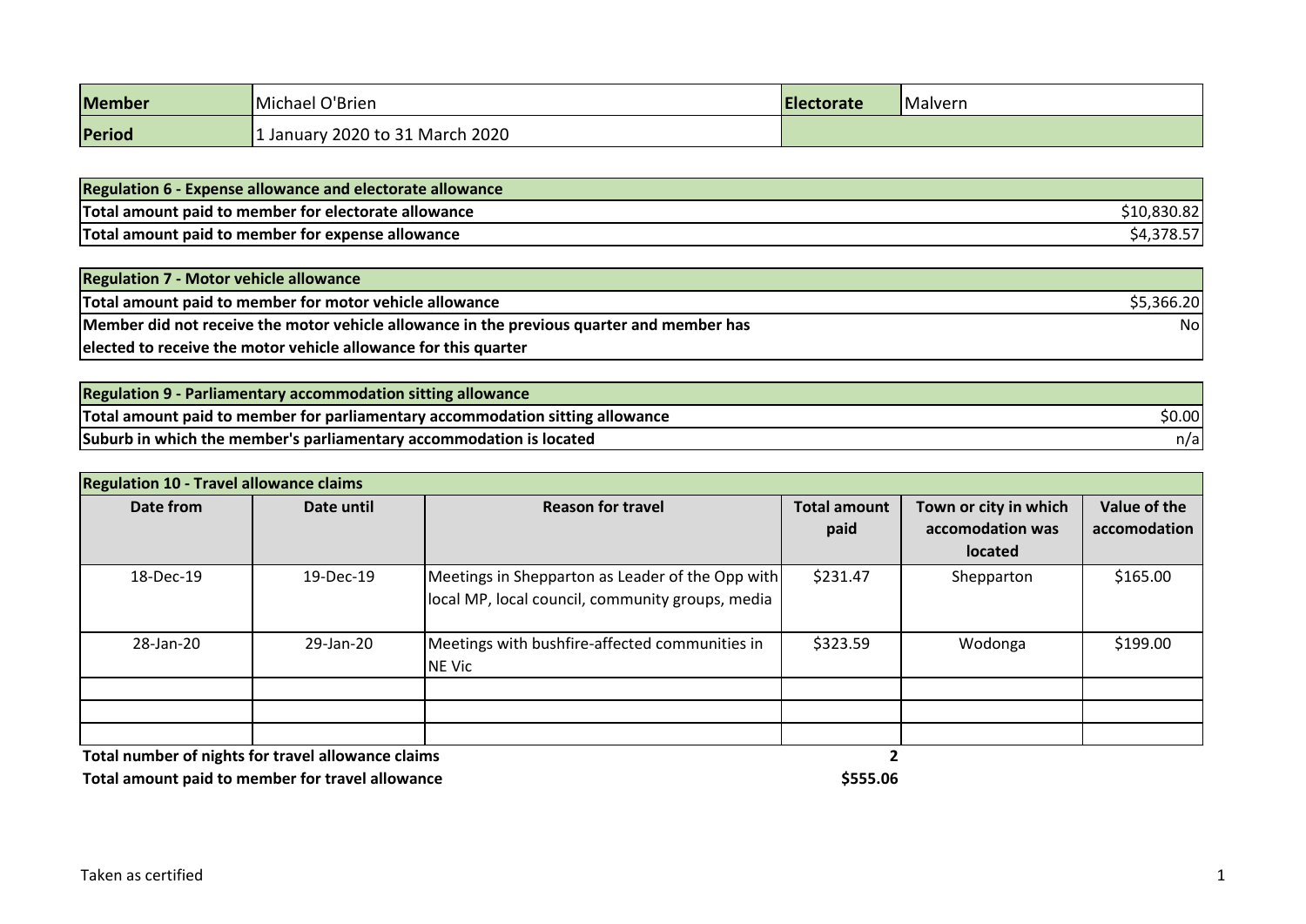| Member | Michael O'Brien | Electorate | Malvern |
|---|---|---|---|
| Period | 1 January 2020 to 31 March 2020 | | |

| Regulation 6 - Expense allowance and electorate allowance | |
|---|---|
| Total amount paid to member for electorate allowance | $10,830.82 |
| Total amount paid to member for expense allowance | $4,378.57 |

| Regulation 7 - Motor vehicle allowance | |
|---|---|
| Total amount paid to member for motor vehicle allowance | $5,366.20 |
| Member did not receive the motor vehicle allowance in the previous quarter and member has elected to receive the motor vehicle allowance for this quarter | No |

| Regulation 9 - Parliamentary accommodation sitting allowance | |
|---|---|
| Total amount paid to member for parliamentary accommodation sitting allowance | $0.00 |
| Suburb in which the member's parliamentary accommodation is located | n/a |

**Regulation 10 - Travel allowance claims**

| Date from | Date until | Reason for travel | Total amount paid | Town or city in which accomodation was located | Value of the accomodation |
|---|---|---|---|---|---|
| 18-Dec-19 | 19-Dec-19 | Meetings in Shepparton as Leader of the Opp with local MP, local council, community groups, media | $231.47 | Shepparton | $165.00 |
| 28-Jan-20 | 29-Jan-20 | Meetings with bushfire-affected communities in NE Vic | $323.59 | Wodonga | $199.00 |
| | | | | | |
| | | | | | |
| | | | | | |
| Total number of nights for travel allowance claims | | | 2 | | |
| Total amount paid to member for travel allowance | | | $555.06 | | |

Taken as certified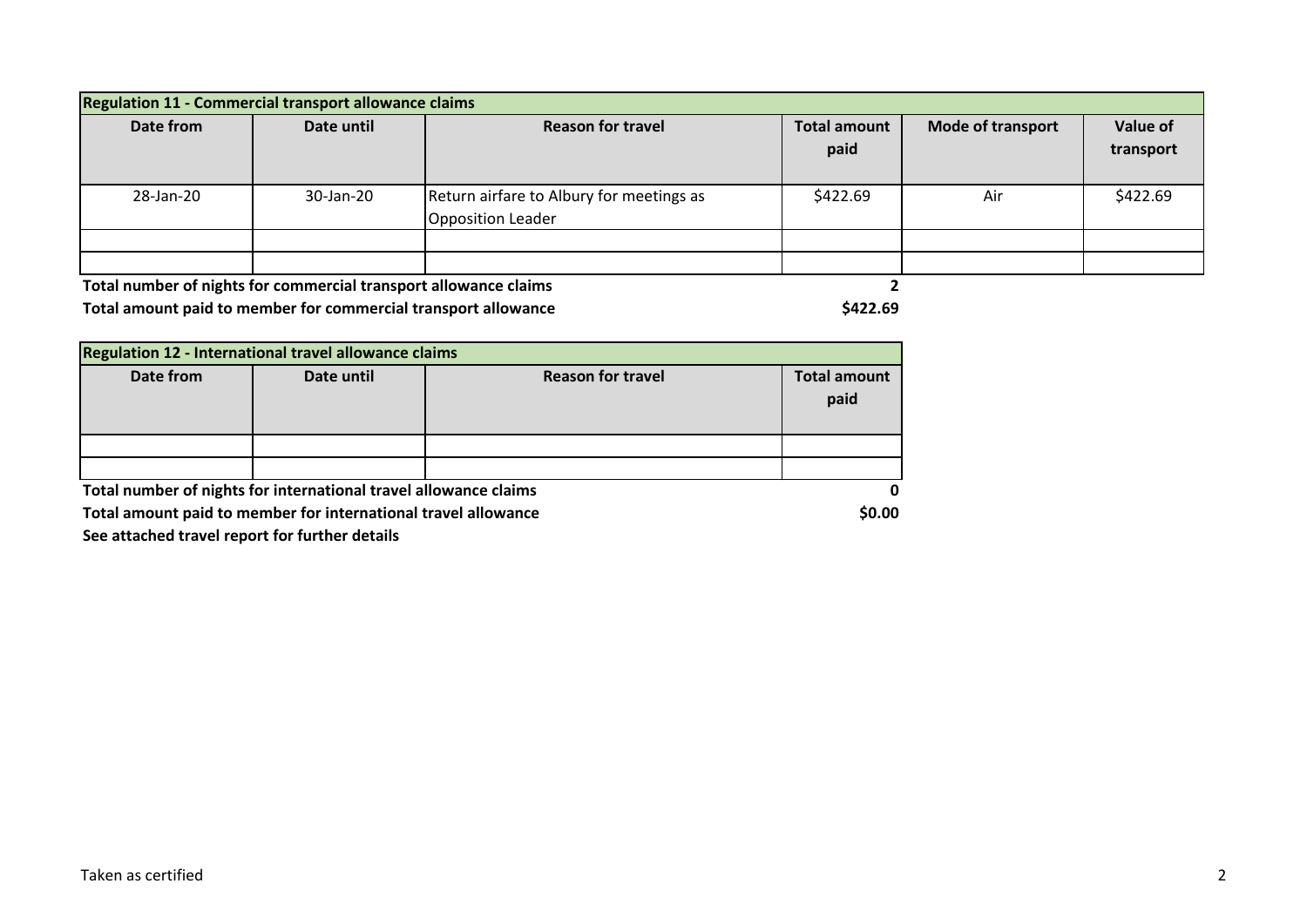| Regulation 11 - Commercial transport allowance claims | | | | | |
|---|---|---|---|---|---|
| **Date from** | **Date until** | **Reason for travel** | **Total amount paid** | **Mode of transport** | **Value of transport** |
| 28-Jan-20 | 30-Jan-20 | Return airfare to Albury for meetings as Opposition Leader | $422.69 | Air | $422.69 |
| | | | | | |
| | | | | | |

**Total number of nights for commercial transport allowance claims** **2**

**Total amount paid to member for commercial transport allowance** **$422.69**

| Regulation 12 - International travel allowance claims | | | |
|---|---|---|---|
| **Date from** | **Date until** | **Reason for travel** | **Total amount paid** |
| | | | |
| | | | |

**Total number of nights for international travel allowance claims** **0**

**Total amount paid to member for international travel allowance** **$0.00**

**See attached travel report for further details**

Taken as certified